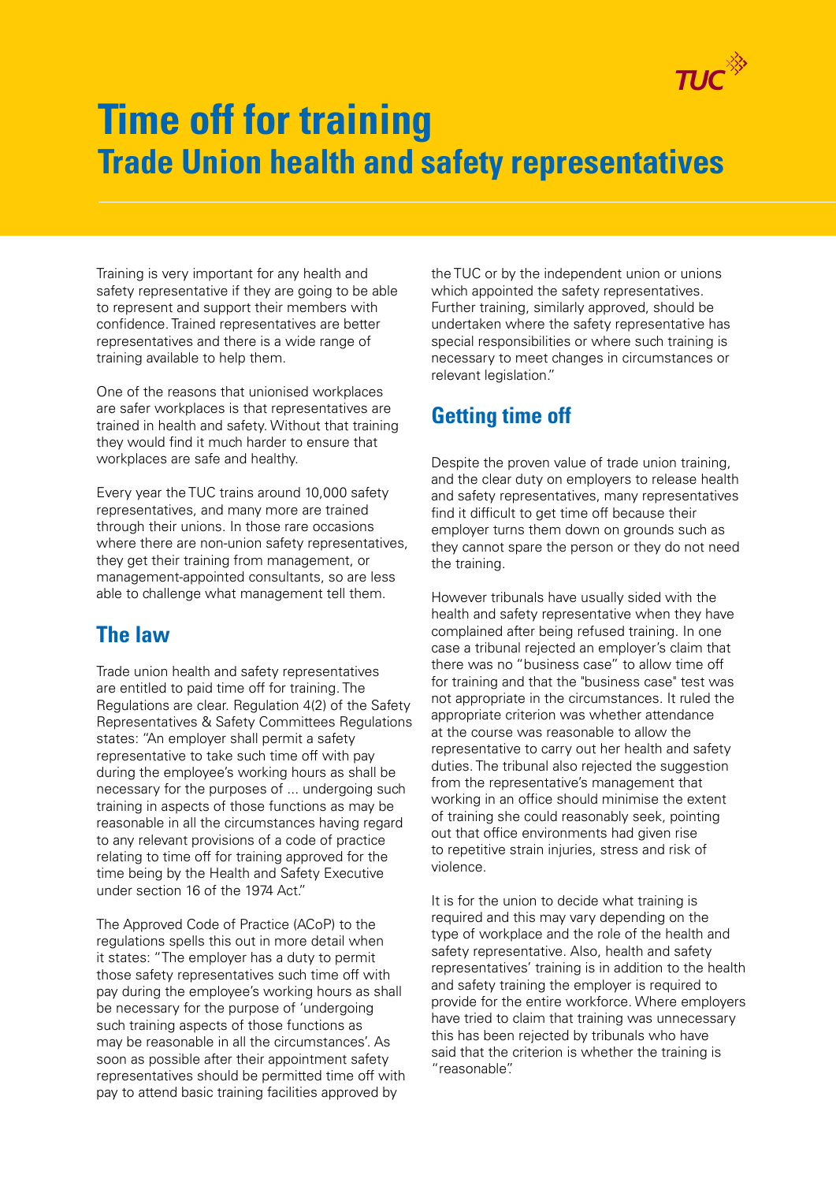# Time off for training

## Trade Union health and safety representatives

Training is very important for any health and safety representative if they are going to be able to represent and support their members with confidence. Trained representatives are better representatives and there is a wide range of training available to help them.

One of the reasons that unionised workplaces are safer workplaces is that representatives are trained in health and safety. Without that training they would find it much harder to ensure that workplaces are safe and healthy.

Every year the TUC trains around 10,000 safety representatives, and many more are trained through their unions. In those rare occasions where there are non-union safety representatives, they get their training from management, or management-appointed consultants, so are less able to challenge what management tell them.

## The law

Trade union health and safety representatives are entitled to paid time off for training. The Regulations are clear. Regulation 4(2) of the Safety Representatives & Safety Committees Regulations states: "An employer shall permit a safety representative to take such time off with pay during the employee's working hours as shall be necessary for the purposes of ... undergoing such training in aspects of those functions as may be reasonable in all the circumstances having regard to any relevant provisions of a code of practice relating to time off for training approved for the time being by the Health and Safety Executive under section 16 of the 1974 Act."

The Approved Code of Practice (ACoP) to the regulations spells this out in more detail when it states: "The employer has a duty to permit those safety representatives such time off with pay during the employee's working hours as shall be necessary for the purpose of 'undergoing such training aspects of those functions as may be reasonable in all the circumstances'. As soon as possible after their appointment safety representatives should be permitted time off with pay to attend basic training facilities approved by the TUC or by the independent union or unions which appointed the safety representatives. Further training, similarly approved, should be undertaken where the safety representative has special responsibilities or where such training is necessary to meet changes in circumstances or relevant legislation."

## Getting time off

Despite the proven value of trade union training, and the clear duty on employers to release health and safety representatives, many representatives find it difficult to get time off because their employer turns them down on grounds such as they cannot spare the person or they do not need the training.

However tribunals have usually sided with the health and safety representative when they have complained after being refused training. In one case a tribunal rejected an employer's claim that there was no "business case" to allow time off for training and that the "business case" test was not appropriate in the circumstances. It ruled the appropriate criterion was whether attendance at the course was reasonable to allow the representative to carry out her health and safety duties. The tribunal also rejected the suggestion from the representative's management that working in an office should minimise the extent of training she could reasonably seek, pointing out that office environments had given rise to repetitive strain injuries, stress and risk of violence.

It is for the union to decide what training is required and this may vary depending on the type of workplace and the role of the health and safety representative. Also, health and safety representatives' training is in addition to the health and safety training the employer is required to provide for the entire workforce. Where employers have tried to claim that training was unnecessary this has been rejected by tribunals who have said that the criterion is whether the training is "reasonable".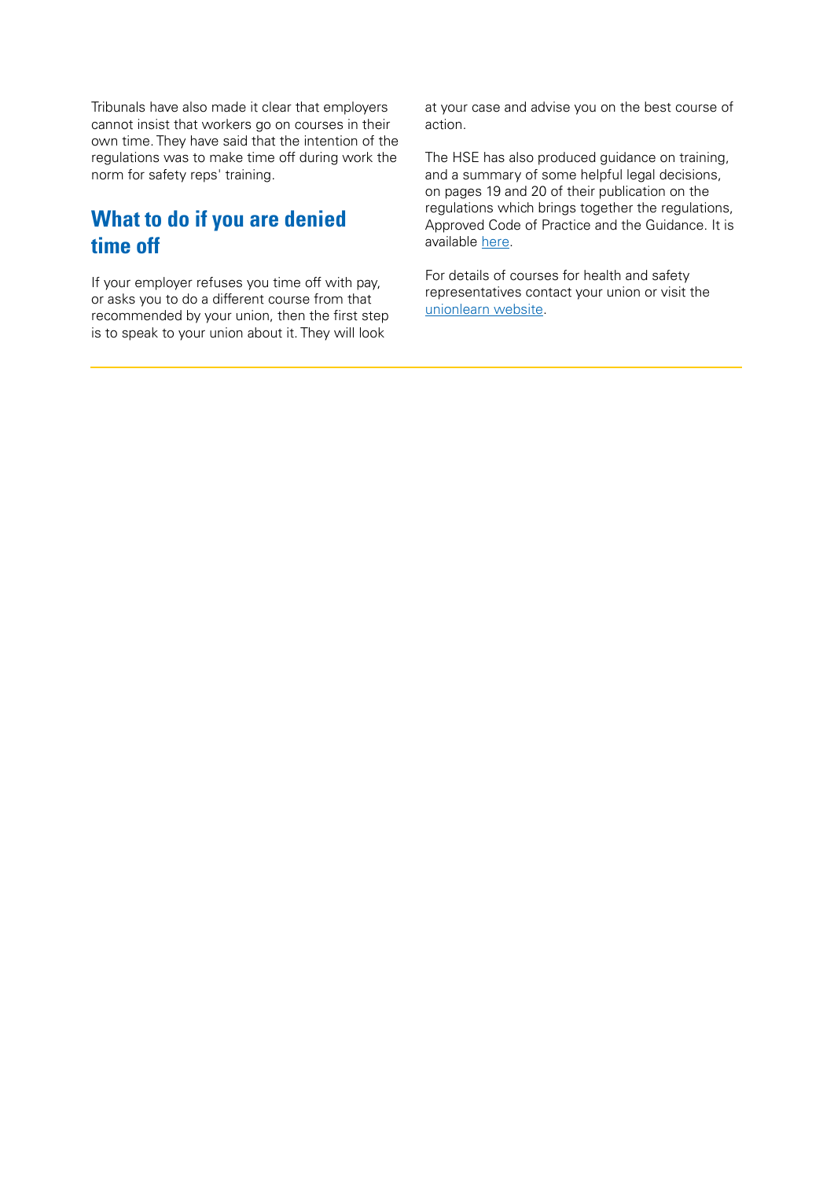Tribunals have also made it clear that employers cannot insist that workers go on courses in their own time. They have said that the intention of the regulations was to make time off during work the norm for safety reps' training.

## What to do if you are denied time off

If your employer refuses you time off with pay, or asks you to do a different course from that recommended by your union, then the first step is to speak to your union about it. They will look at your case and advise you on the best course of action.

The HSE has also produced guidance on training, and a summary of some helpful legal decisions, on pages 19 and 20 of their publication on the regulations which brings together the regulations, Approved Code of Practice and the Guidance. It is available here.

For details of courses for health and safety representatives contact your union or visit the unionlearn website.